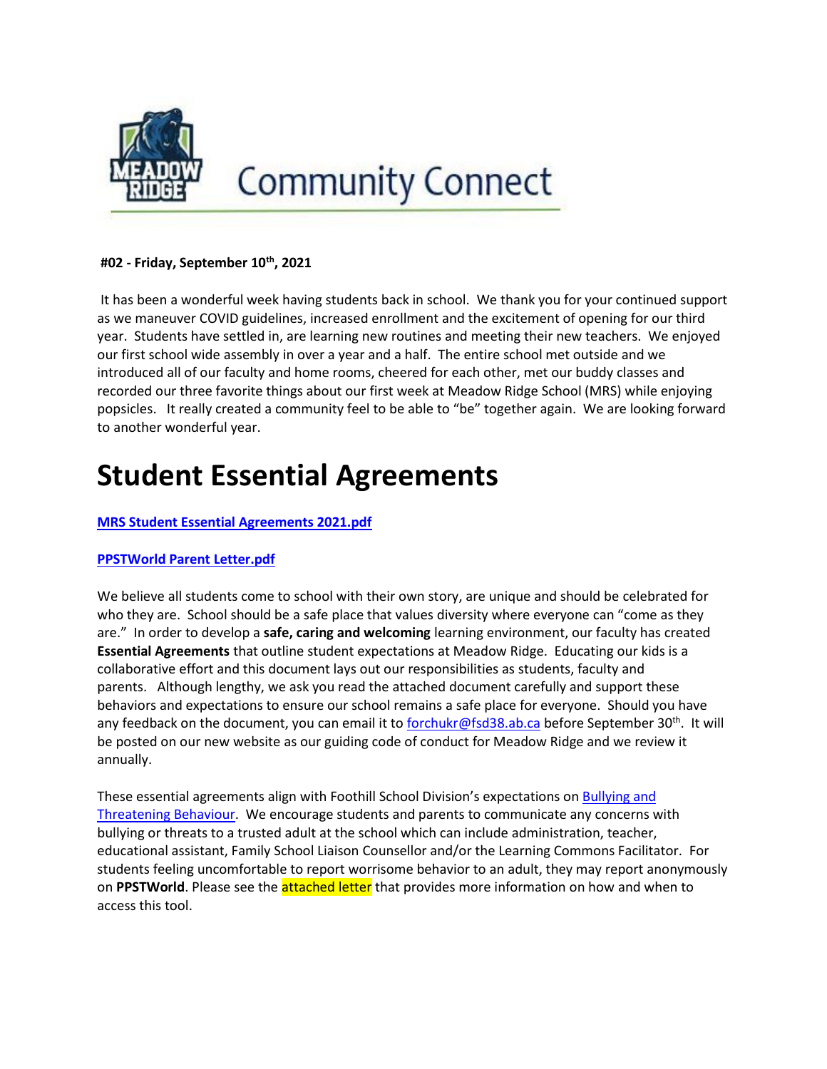# Community Connect

**#02 - Friday, September 10th, 2021**

It has been a wonderful week having students back in school. We thank you for your continued support as we maneuver COVID guidelines, increased enrollment and the excitement of opening for our third year. Students have settled in, are learning new routines and meeting their new teachers. We enjoyed our first school wide assembly in over a year and a half. The entire school met outside and we introduced all of our faculty and home rooms, cheered for each other, met our buddy classes and recorded our three favorite things about our first week at Meadow Ridge School (MRS) while enjoying popsicles. It really created a community feel to be able to "be" together again. We are looking forward to another wonderful year.

# Student Essential Agreements

**MRS Student Essential Agreements 2021.pdf**

**PPSTWorld Parent Letter.pdf**

We believe all students come to school with their own story, are unique and should be celebrated for who they are. School should be a safe place that values diversity where everyone can "come as they are." In order to develop a **safe, caring and welcoming** learning environment, our faculty has created **Essential Agreements** that outline student expectations at Meadow Ridge. Educating our kids is a collaborative effort and this document lays out our responsibilities as students, faculty and parents. Although lengthy, we ask you read the attached document carefully and support these behaviors and expectations to ensure our school remains a safe place for everyone. Should you have any feedback on the document, you can email it to forchukr@fsd38.ab.ca before September 30th. It will be posted on our new website as our guiding code of conduct for Meadow Ridge and we review it annually.

These essential agreements align with Foothill School Division's expectations on Bullying and Threatening Behaviour. We encourage students and parents to communicate any concerns with bullying or threats to a trusted adult at the school which can include administration, teacher, educational assistant, Family School Liaison Counsellor and/or the Learning Commons Facilitator. For students feeling uncomfortable to report worrisome behavior to an adult, they may report anonymously on **PPSTWorld**. Please see the attached letter that provides more information on how and when to access this tool.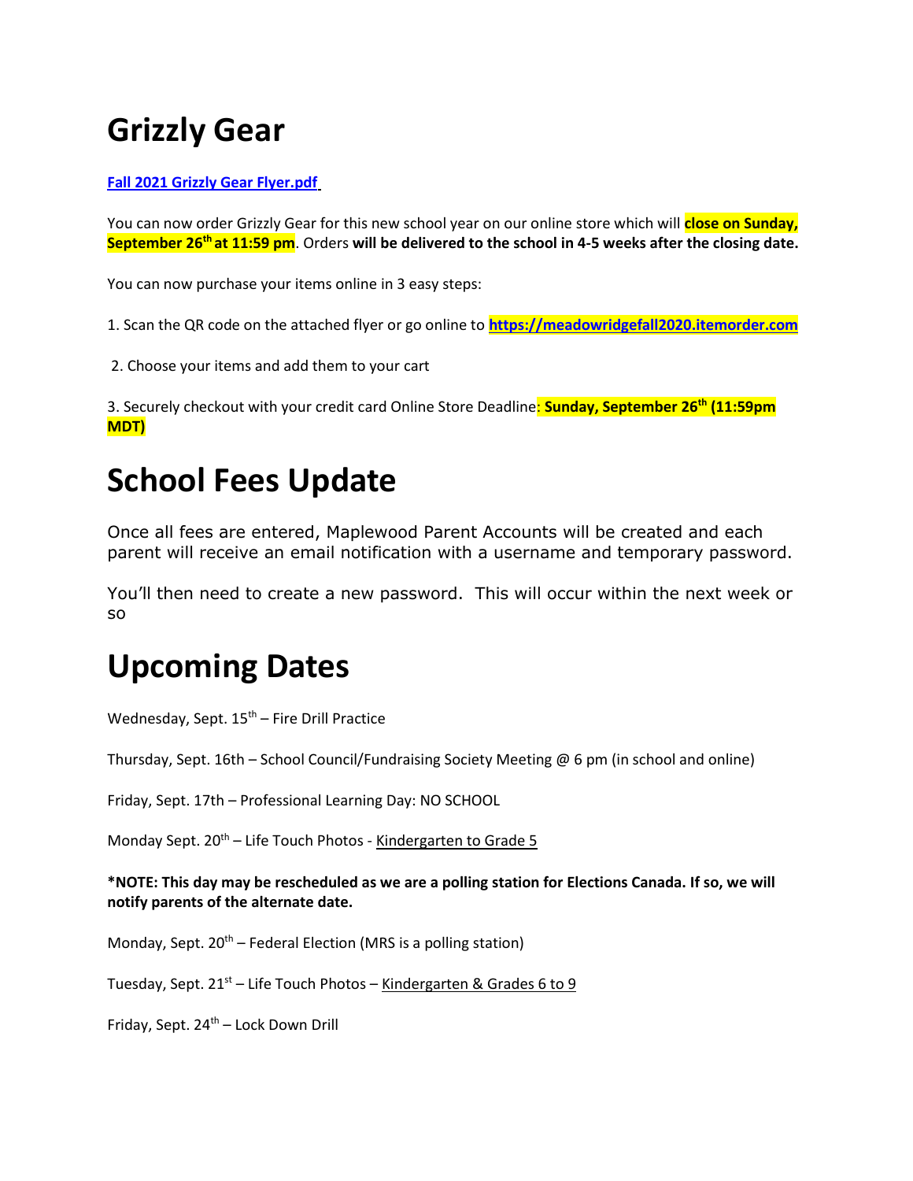# Grizzly Gear

**[Fall 2021 Grizzly Gear Flyer.pdf](Fall 2021 Grizzly Gear Flyer.pdf)**

You can now order Grizzly Gear for this new school year on our online store which will **close on Sunday, September 26th at 11:59 pm**. Orders **will be delivered to the school in 4-5 weeks after the closing date.**

You can now purchase your items online in 3 easy steps:

1. Scan the QR code on the attached flyer or go online to **https://meadowridgefall2020.itemorder.com**

2. Choose your items and add them to your cart

3. Securely checkout with your credit card Online Store Deadline**: Sunday, September 26th (11:59pm MDT)**

# School Fees Update

Once all fees are entered, Maplewood Parent Accounts will be created and each parent will receive an email notification with a username and temporary password.

You'll then need to create a new password. This will occur within the next week or so

# Upcoming Dates

Wednesday, Sept. 15th – Fire Drill Practice

Thursday, Sept. 16th – School Council/Fundraising Society Meeting @ 6 pm (in school and online)

Friday, Sept. 17th – Professional Learning Day: NO SCHOOL

Monday Sept. 20th – Life Touch Photos - Kindergarten to Grade 5

**\*NOTE: This day may be rescheduled as we are a polling station for Elections Canada. If so, we will notify parents of the alternate date.**

Monday, Sept. 20th – Federal Election (MRS is a polling station)

Tuesday, Sept. 21st – Life Touch Photos – Kindergarten & Grades 6 to 9

Friday, Sept. 24th – Lock Down Drill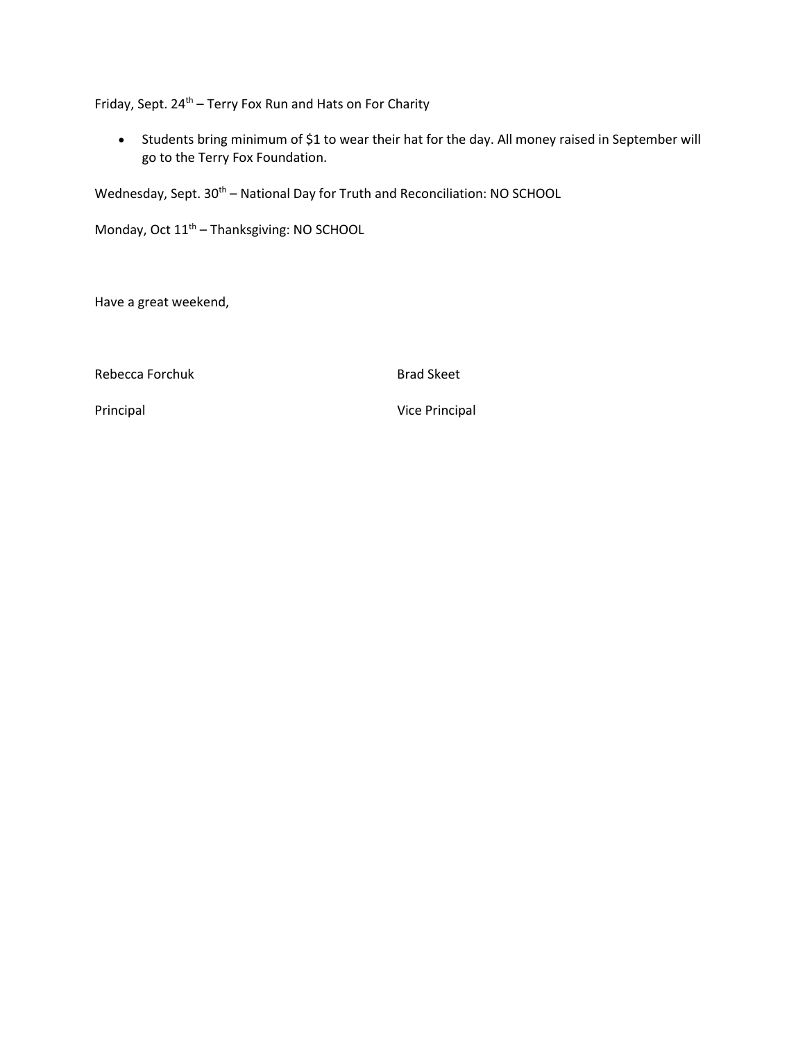Friday, Sept. 24th – Terry Fox Run and Hats on For Charity

- Students bring minimum of $1 to wear their hat for the day. All money raised in September will go to the Terry Fox Foundation.

Wednesday, Sept. 30th – National Day for Truth and Reconciliation: NO SCHOOL

Monday, Oct 11th – Thanksgiving: NO SCHOOL

Have a great weekend,

Rebecca Forchuk
Principal

Brad Skeet
Vice Principal